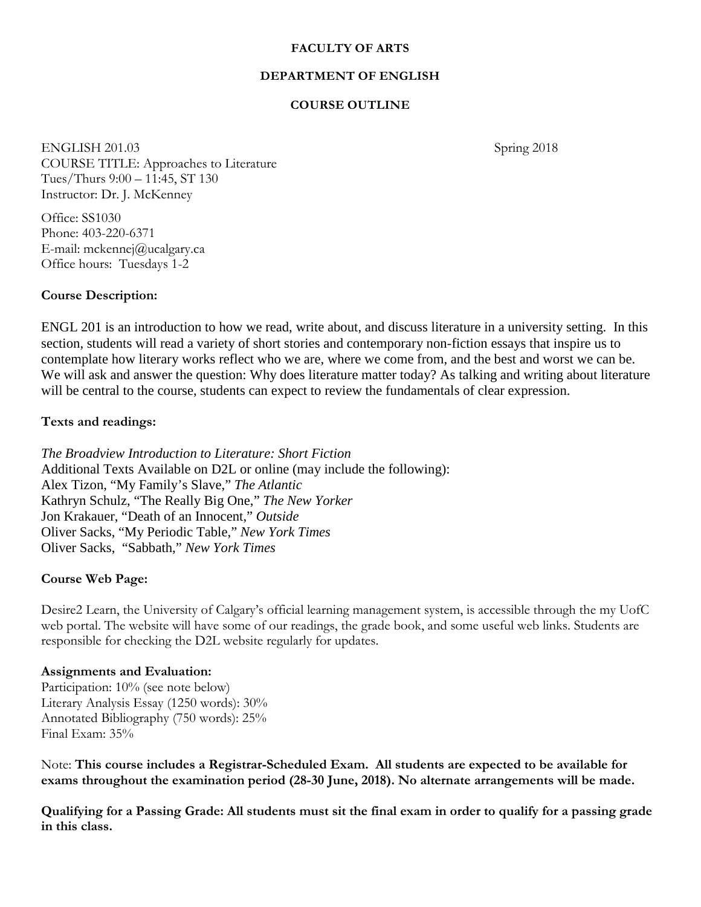**FACULTY OF ARTS**

**DEPARTMENT OF ENGLISH**

**COURSE OUTLINE**

ENGLISH 201.03 Spring 2018
COURSE TITLE: Approaches to Literature
Tues/Thurs 9:00 – 11:45, ST 130
Instructor: Dr. J. McKenney

Office: SS1030
Phone: 403-220-6371
E-mail: mckennej@ucalgary.ca
Office hours: Tuesdays 1-2

**Course Description:**

ENGL 201 is an introduction to how we read, write about, and discuss literature in a university setting. In this section, students will read a variety of short stories and contemporary non-fiction essays that inspire us to contemplate how literary works reflect who we are, where we come from, and the best and worst we can be. We will ask and answer the question: Why does literature matter today? As talking and writing about literature will be central to the course, students can expect to review the fundamentals of clear expression.

**Texts and readings:**

*The Broadview Introduction to Literature: Short Fiction*
Additional Texts Available on D2L or online (may include the following):
Alex Tizon, "My Family's Slave," *The Atlantic*
Kathryn Schulz, "The Really Big One," *The New Yorker*
Jon Krakauer, "Death of an Innocent," *Outside*
Oliver Sacks, "My Periodic Table," *New York Times*
Oliver Sacks, "Sabbath," *New York Times*

**Course Web Page:**

Desire2 Learn, the University of Calgary's official learning management system, is accessible through the my UofC web portal. The website will have some of our readings, the grade book, and some useful web links. Students are responsible for checking the D2L website regularly for updates.

**Assignments and Evaluation:**
Participation: 10% (see note below)
Literary Analysis Essay (1250 words): 30%
Annotated Bibliography (750 words): 25%
Final Exam: 35%

Note: **This course includes a Registrar-Scheduled Exam. All students are expected to be available for exams throughout the examination period (28-30 June, 2018). No alternate arrangements will be made.**

**Qualifying for a Passing Grade: All students must sit the final exam in order to qualify for a passing grade in this class.**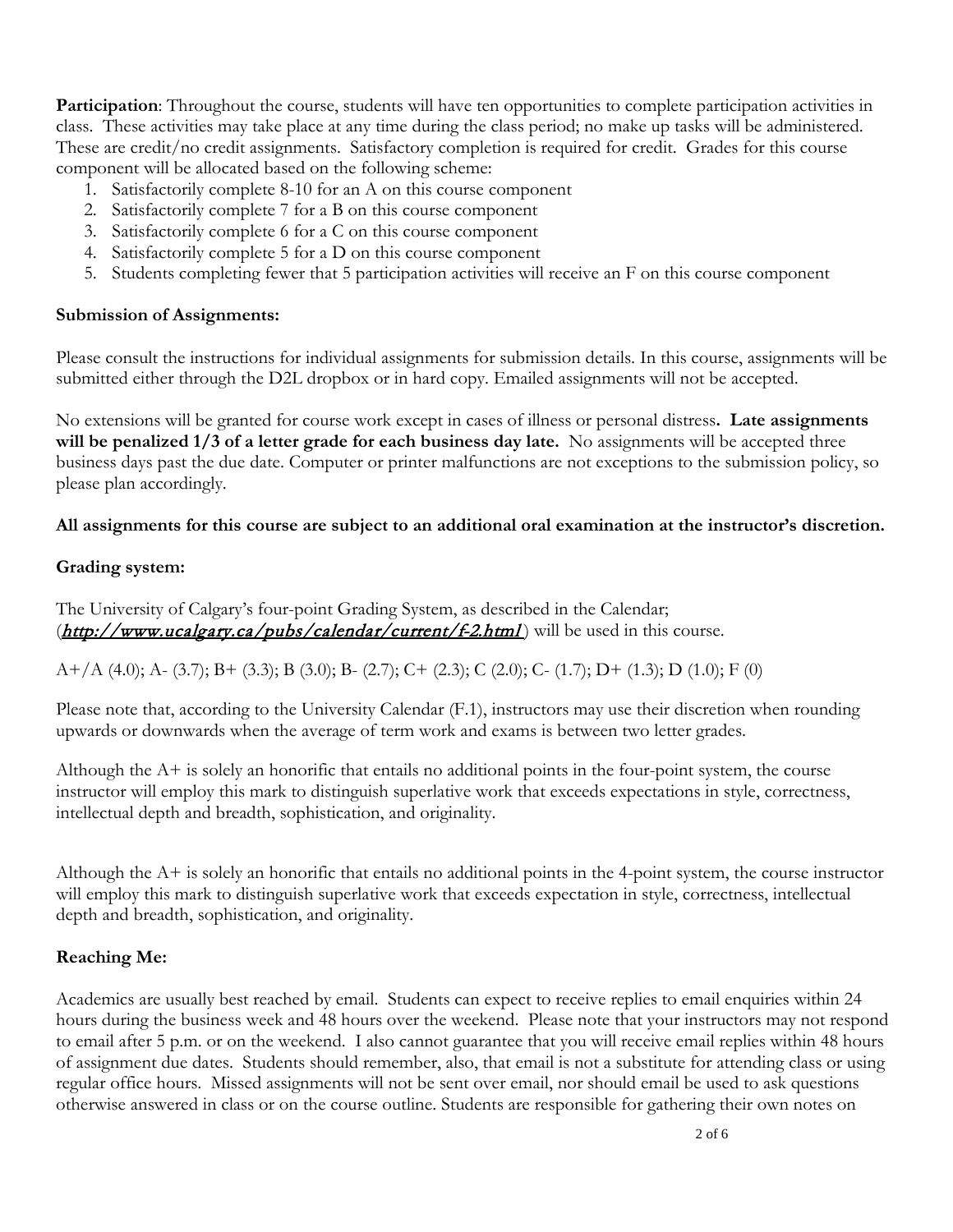**Participation**: Throughout the course, students will have ten opportunities to complete participation activities in class. These activities may take place at any time during the class period; no make up tasks will be administered. These are credit/no credit assignments. Satisfactory completion is required for credit. Grades for this course component will be allocated based on the following scheme:

1. Satisfactorily complete 8-10 for an A on this course component
2. Satisfactorily complete 7 for a B on this course component
3. Satisfactorily complete 6 for a C on this course component
4. Satisfactorily complete 5 for a D on this course component
5. Students completing fewer that 5 participation activities will receive an F on this course component

**Submission of Assignments:**

Please consult the instructions for individual assignments for submission details. In this course, assignments will be submitted either through the D2L dropbox or in hard copy. Emailed assignments will not be accepted.

No extensions will be granted for course work except in cases of illness or personal distress**. Late assignments will be penalized 1/3 of a letter grade for each business day late.** No assignments will be accepted three business days past the due date. Computer or printer malfunctions are not exceptions to the submission policy, so please plan accordingly.

**All assignments for this course are subject to an additional oral examination at the instructor's discretion.**

**Grading system:**

The University of Calgary's four-point Grading System, as described in the Calendar; (***http://www.ucalgary.ca/pubs/calendar/current/f-2.html***) will be used in this course.

A+/A (4.0); A- (3.7); B+ (3.3); B (3.0); B- (2.7); C+ (2.3); C (2.0); C- (1.7); D+ (1.3); D (1.0); F (0)

Please note that, according to the University Calendar (F.1), instructors may use their discretion when rounding upwards or downwards when the average of term work and exams is between two letter grades.

Although the A+ is solely an honorific that entails no additional points in the four-point system, the course instructor will employ this mark to distinguish superlative work that exceeds expectations in style, correctness, intellectual depth and breadth, sophistication, and originality.

Although the A+ is solely an honorific that entails no additional points in the 4-point system, the course instructor will employ this mark to distinguish superlative work that exceeds expectation in style, correctness, intellectual depth and breadth, sophistication, and originality.

**Reaching Me:**

Academics are usually best reached by email. Students can expect to receive replies to email enquiries within 24 hours during the business week and 48 hours over the weekend. Please note that your instructors may not respond to email after 5 p.m. or on the weekend. I also cannot guarantee that you will receive email replies within 48 hours of assignment due dates. Students should remember, also, that email is not a substitute for attending class or using regular office hours. Missed assignments will not be sent over email, nor should email be used to ask questions otherwise answered in class or on the course outline. Students are responsible for gathering their own notes on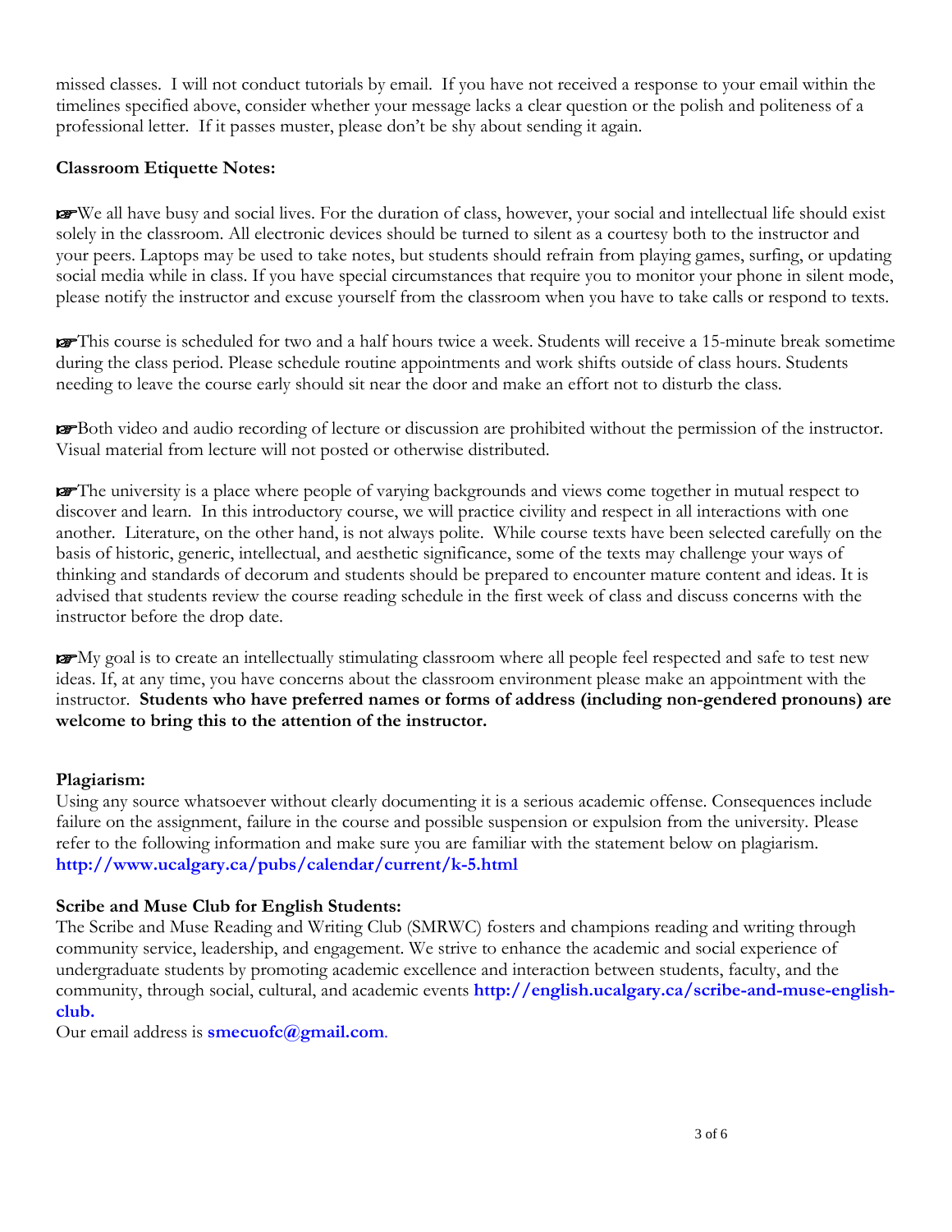missed classes. I will not conduct tutorials by email. If you have not received a response to your email within the timelines specified above, consider whether your message lacks a clear question or the polish and politeness of a professional letter. If it passes muster, please don't be shy about sending it again.

**Classroom Etiquette Notes:**

☞We all have busy and social lives. For the duration of class, however, your social and intellectual life should exist solely in the classroom. All electronic devices should be turned to silent as a courtesy both to the instructor and your peers. Laptops may be used to take notes, but students should refrain from playing games, surfing, or updating social media while in class. If you have special circumstances that require you to monitor your phone in silent mode, please notify the instructor and excuse yourself from the classroom when you have to take calls or respond to texts.

☞This course is scheduled for two and a half hours twice a week. Students will receive a 15-minute break sometime during the class period. Please schedule routine appointments and work shifts outside of class hours. Students needing to leave the course early should sit near the door and make an effort not to disturb the class.

☞Both video and audio recording of lecture or discussion are prohibited without the permission of the instructor. Visual material from lecture will not posted or otherwise distributed.

☞The university is a place where people of varying backgrounds and views come together in mutual respect to discover and learn. In this introductory course, we will practice civility and respect in all interactions with one another. Literature, on the other hand, is not always polite. While course texts have been selected carefully on the basis of historic, generic, intellectual, and aesthetic significance, some of the texts may challenge your ways of thinking and standards of decorum and students should be prepared to encounter mature content and ideas. It is advised that students review the course reading schedule in the first week of class and discuss concerns with the instructor before the drop date.

☞My goal is to create an intellectually stimulating classroom where all people feel respected and safe to test new ideas. If, at any time, you have concerns about the classroom environment please make an appointment with the instructor. **Students who have preferred names or forms of address (including non-gendered pronouns) are welcome to bring this to the attention of the instructor.**

**Plagiarism:**
Using any source whatsoever without clearly documenting it is a serious academic offense. Consequences include failure on the assignment, failure in the course and possible suspension or expulsion from the university. Please refer to the following information and make sure you are familiar with the statement below on plagiarism.
**http://www.ucalgary.ca/pubs/calendar/current/k-5.html**

**Scribe and Muse Club for English Students:**
The Scribe and Muse Reading and Writing Club (SMRWC) fosters and champions reading and writing through community service, leadership, and engagement. We strive to enhance the academic and social experience of undergraduate students by promoting academic excellence and interaction between students, faculty, and the community, through social, cultural, and academic events **http://english.ucalgary.ca/scribe-and-muse-english-club.**
Our email address is **smecuofc@gmail.com**.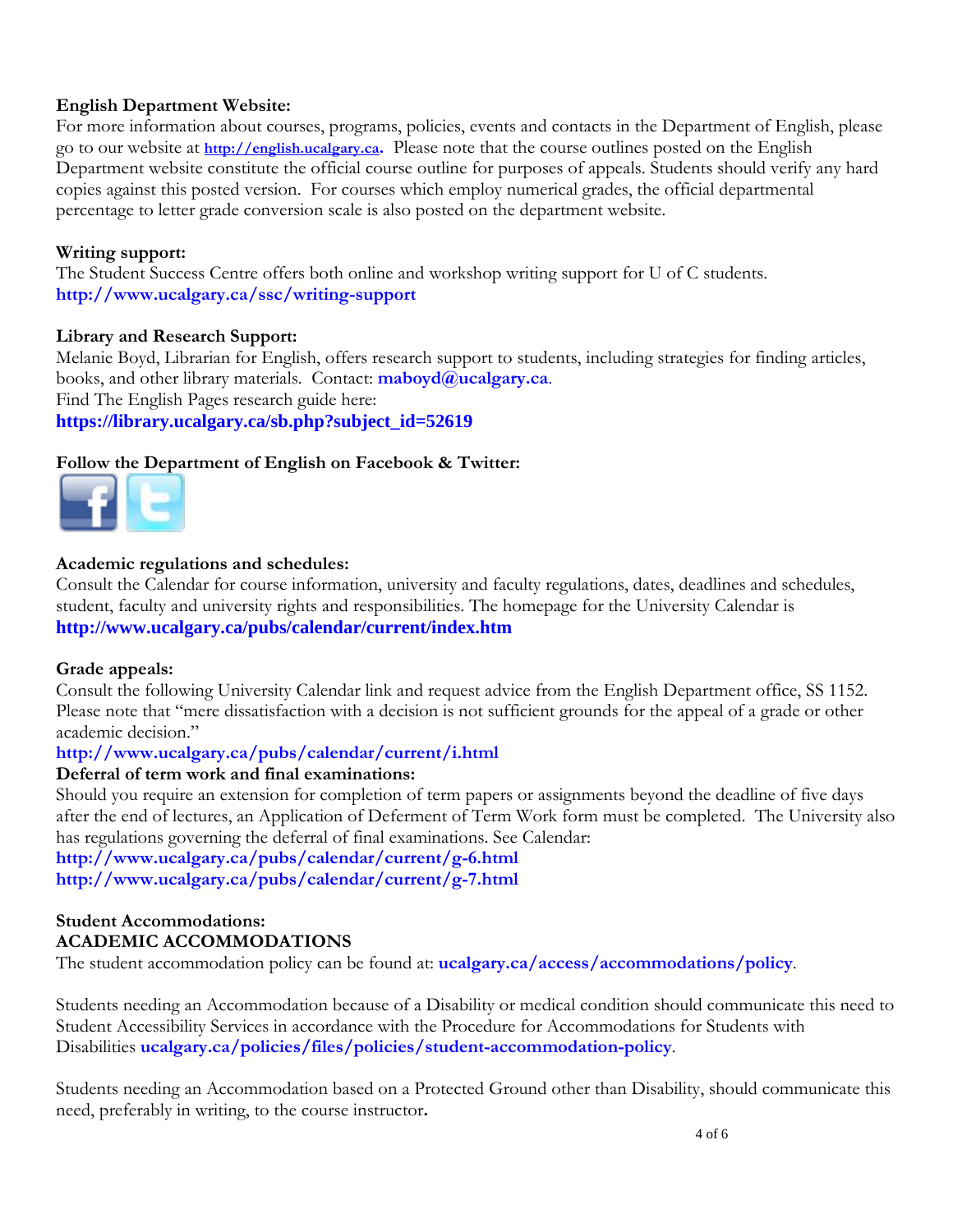**English Department Website:**
For more information about courses, programs, policies, events and contacts in the Department of English, please go to our website at **http://english.ucalgary.ca**. Please note that the course outlines posted on the English Department website constitute the official course outline for purposes of appeals. Students should verify any hard copies against this posted version. For courses which employ numerical grades, the official departmental percentage to letter grade conversion scale is also posted on the department website.

**Writing support:**
The Student Success Centre offers both online and workshop writing support for U of C students.
**http://www.ucalgary.ca/ssc/writing-support**

**Library and Research Support:**
Melanie Boyd, Librarian for English, offers research support to students, including strategies for finding articles, books, and other library materials. Contact: **maboyd@ucalgary.ca**.
Find The English Pages research guide here:
**https://library.ucalgary.ca/sb.php?subject_id=52619**

**Follow the Department of English on Facebook & Twitter:**

**Academic regulations and schedules:**
Consult the Calendar for course information, university and faculty regulations, dates, deadlines and schedules, student, faculty and university rights and responsibilities. The homepage for the University Calendar is
**http://www.ucalgary.ca/pubs/calendar/current/index.htm**

**Grade appeals:**
Consult the following University Calendar link and request advice from the English Department office, SS 1152. Please note that "mere dissatisfaction with a decision is not sufficient grounds for the appeal of a grade or other academic decision."
**http://www.ucalgary.ca/pubs/calendar/current/i.html**

**Deferral of term work and final examinations:**
Should you require an extension for completion of term papers or assignments beyond the deadline of five days after the end of lectures, an Application of Deferment of Term Work form must be completed. The University also has regulations governing the deferral of final examinations. See Calendar:
**http://www.ucalgary.ca/pubs/calendar/current/g-6.html**
**http://www.ucalgary.ca/pubs/calendar/current/g-7.html**

**Student Accommodations:**
**ACADEMIC ACCOMMODATIONS**
The student accommodation policy can be found at: **ucalgary.ca/access/accommodations/policy**.

Students needing an Accommodation because of a Disability or medical condition should communicate this need to Student Accessibility Services in accordance with the Procedure for Accommodations for Students with Disabilities **ucalgary.ca/policies/files/policies/student-accommodation-policy**.

Students needing an Accommodation based on a Protected Ground other than Disability, should communicate this need, preferably in writing, to the course instructor**.**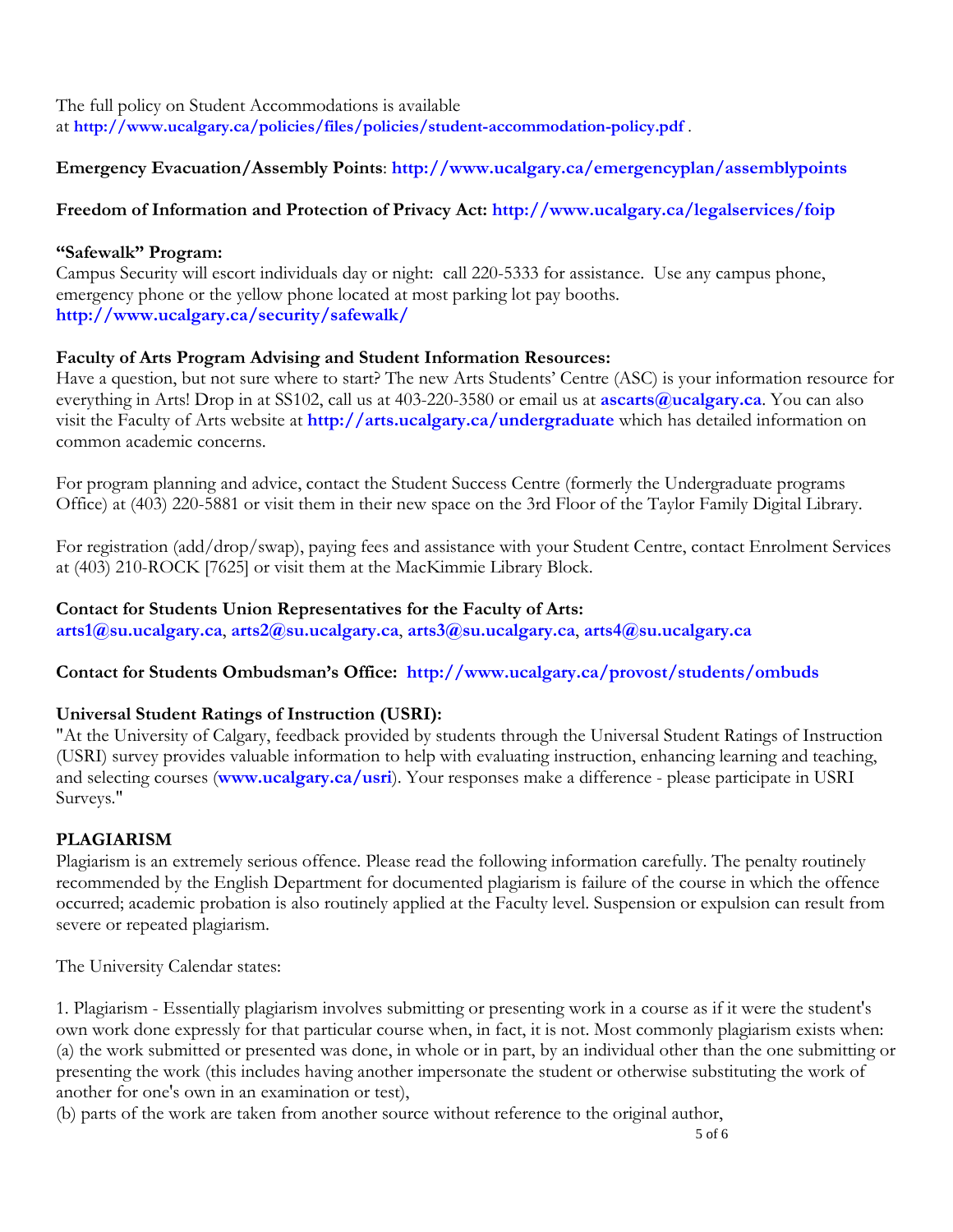The full policy on Student Accommodations is available at **http://www.ucalgary.ca/policies/files/policies/student-accommodation-policy.pdf** .

**Emergency Evacuation/Assembly Points**: **http://www.ucalgary.ca/emergencyplan/assemblypoints**

**Freedom of Information and Protection of Privacy Act: http://www.ucalgary.ca/legalservices/foip**

**"Safewalk" Program:**
Campus Security will escort individuals day or night: call 220-5333 for assistance. Use any campus phone, emergency phone or the yellow phone located at most parking lot pay booths.
**http://www.ucalgary.ca/security/safewalk/**

**Faculty of Arts Program Advising and Student Information Resources:**
Have a question, but not sure where to start? The new Arts Students' Centre (ASC) is your information resource for everything in Arts! Drop in at SS102, call us at 403-220-3580 or email us at **ascarts@ucalgary.ca**. You can also visit the Faculty of Arts website at **http://arts.ucalgary.ca/undergraduate** which has detailed information on common academic concerns.

For program planning and advice, contact the Student Success Centre (formerly the Undergraduate programs Office) at (403) 220-5881 or visit them in their new space on the 3rd Floor of the Taylor Family Digital Library.

For registration (add/drop/swap), paying fees and assistance with your Student Centre, contact Enrolment Services at (403) 210-ROCK [7625] or visit them at the MacKimmie Library Block.

**Contact for Students Union Representatives for the Faculty of Arts:**
**arts1@su.ucalgary.ca**, **arts2@su.ucalgary.ca**, **arts3@su.ucalgary.ca**, **arts4@su.ucalgary.ca**

**Contact for Students Ombudsman's Office: http://www.ucalgary.ca/provost/students/ombuds**

**Universal Student Ratings of Instruction (USRI):**
"At the University of Calgary, feedback provided by students through the Universal Student Ratings of Instruction (USRI) survey provides valuable information to help with evaluating instruction, enhancing learning and teaching, and selecting courses (**www.ucalgary.ca/usri**). Your responses make a difference - please participate in USRI Surveys."

**PLAGIARISM**
Plagiarism is an extremely serious offence. Please read the following information carefully. The penalty routinely recommended by the English Department for documented plagiarism is failure of the course in which the offence occurred; academic probation is also routinely applied at the Faculty level. Suspension or expulsion can result from severe or repeated plagiarism.

The University Calendar states:

1. Plagiarism - Essentially plagiarism involves submitting or presenting work in a course as if it were the student's own work done expressly for that particular course when, in fact, it is not. Most commonly plagiarism exists when:
(a) the work submitted or presented was done, in whole or in part, by an individual other than the one submitting or presenting the work (this includes having another impersonate the student or otherwise substituting the work of another for one's own in an examination or test),
(b) parts of the work are taken from another source without reference to the original author,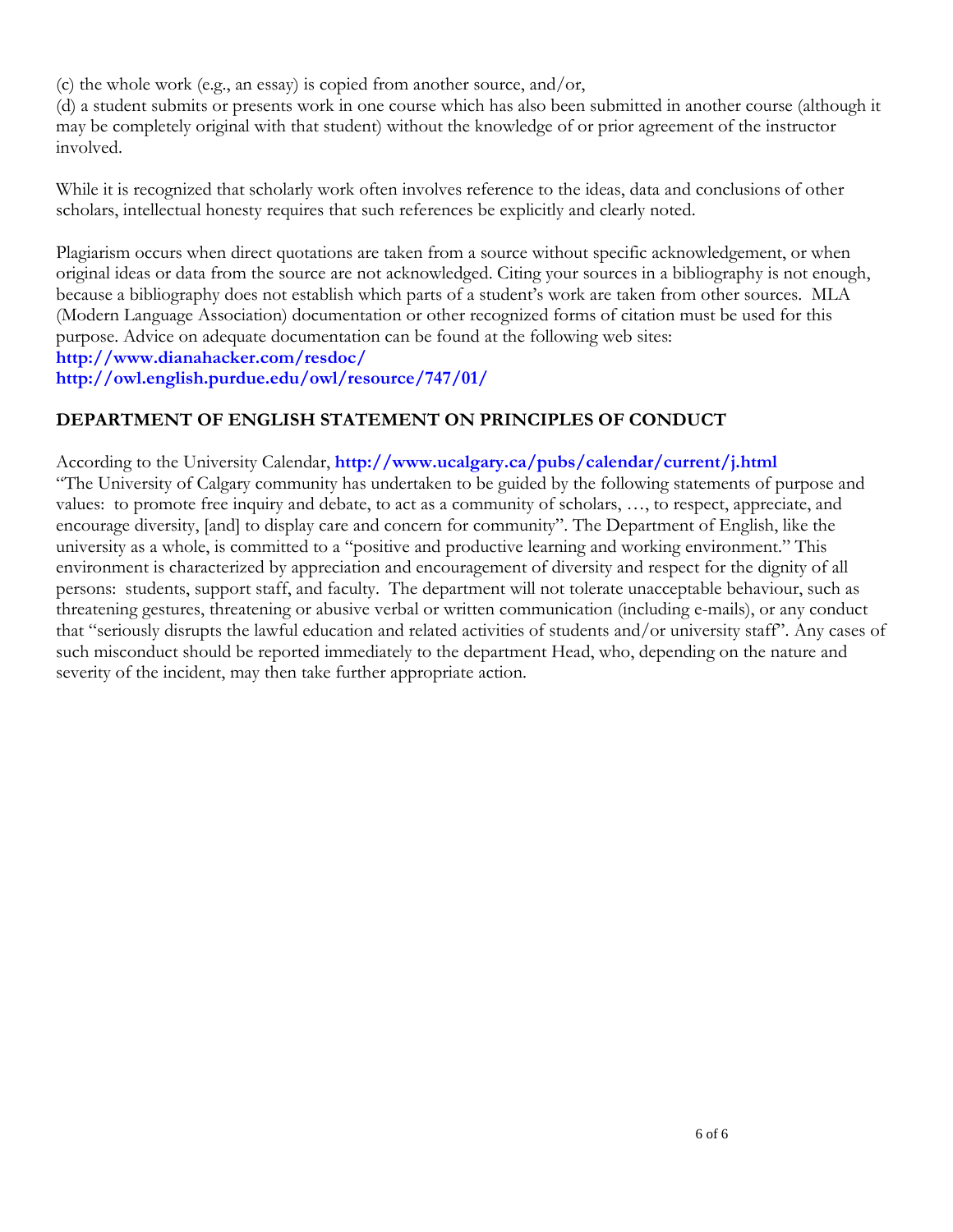(c) the whole work (e.g., an essay) is copied from another source, and/or,
(d) a student submits or presents work in one course which has also been submitted in another course (although it may be completely original with that student) without the knowledge of or prior agreement of the instructor involved.

While it is recognized that scholarly work often involves reference to the ideas, data and conclusions of other scholars, intellectual honesty requires that such references be explicitly and clearly noted.

Plagiarism occurs when direct quotations are taken from a source without specific acknowledgement, or when original ideas or data from the source are not acknowledged. Citing your sources in a bibliography is not enough, because a bibliography does not establish which parts of a student's work are taken from other sources. MLA (Modern Language Association) documentation or other recognized forms of citation must be used for this purpose. Advice on adequate documentation can be found at the following web sites:
**http://www.dianahacker.com/resdoc/**
**http://owl.english.purdue.edu/owl/resource/747/01/**

## DEPARTMENT OF ENGLISH STATEMENT ON PRINCIPLES OF CONDUCT

According to the University Calendar, **http://www.ucalgary.ca/pubs/calendar/current/j.html**
"The University of Calgary community has undertaken to be guided by the following statements of purpose and values: to promote free inquiry and debate, to act as a community of scholars, …, to respect, appreciate, and encourage diversity, [and] to display care and concern for community". The Department of English, like the university as a whole, is committed to a "positive and productive learning and working environment." This environment is characterized by appreciation and encouragement of diversity and respect for the dignity of all persons: students, support staff, and faculty. The department will not tolerate unacceptable behaviour, such as threatening gestures, threatening or abusive verbal or written communication (including e-mails), or any conduct that "seriously disrupts the lawful education and related activities of students and/or university staff". Any cases of such misconduct should be reported immediately to the department Head, who, depending on the nature and severity of the incident, may then take further appropriate action.